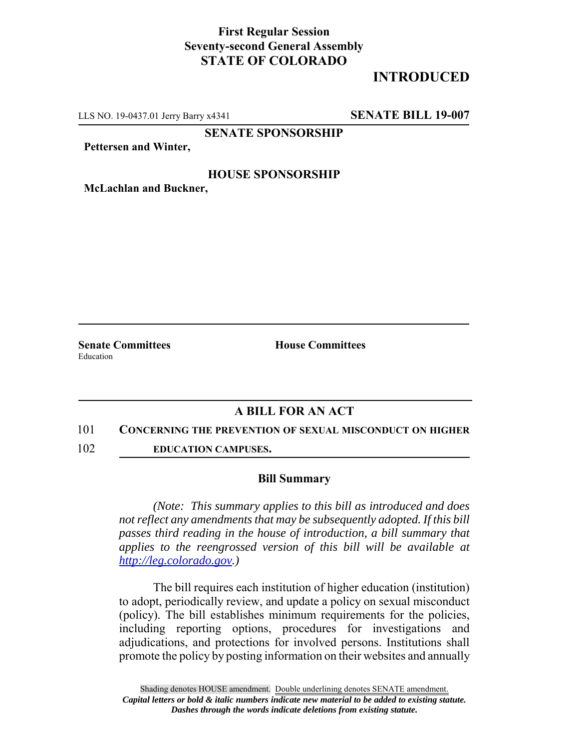**First Regular Session**
**Seventy-second General Assembly**
**STATE OF COLORADO**

**INTRODUCED**

LLS NO. 19-0437.01 Jerry Barry x4341 **SENATE BILL 19-007**

**SENATE SPONSORSHIP**

**Pettersen and Winter,**

**HOUSE SPONSORSHIP**

**McLachlan and Buckner,**

**Senate Committees**
Education

**House Committees**

## A BILL FOR AN ACT

101 **CONCERNING THE PREVENTION OF SEXUAL MISCONDUCT ON HIGHER**

102 **EDUCATION CAMPUSES.**

### Bill Summary

*(Note: This summary applies to this bill as introduced and does not reflect any amendments that may be subsequently adopted. If this bill passes third reading in the house of introduction, a bill summary that applies to the reengrossed version of this bill will be available at http://leg.colorado.gov.)*

The bill requires each institution of higher education (institution) to adopt, periodically review, and update a policy on sexual misconduct (policy). The bill establishes minimum requirements for the policies, including reporting options, procedures for investigations and adjudications, and protections for involved persons. Institutions shall promote the policy by posting information on their websites and annually

Shading denotes HOUSE amendment. Double underlining denotes SENATE amendment.
*Capital letters or bold & italic numbers indicate new material to be added to existing statute.*
*Dashes through the words indicate deletions from existing statute.*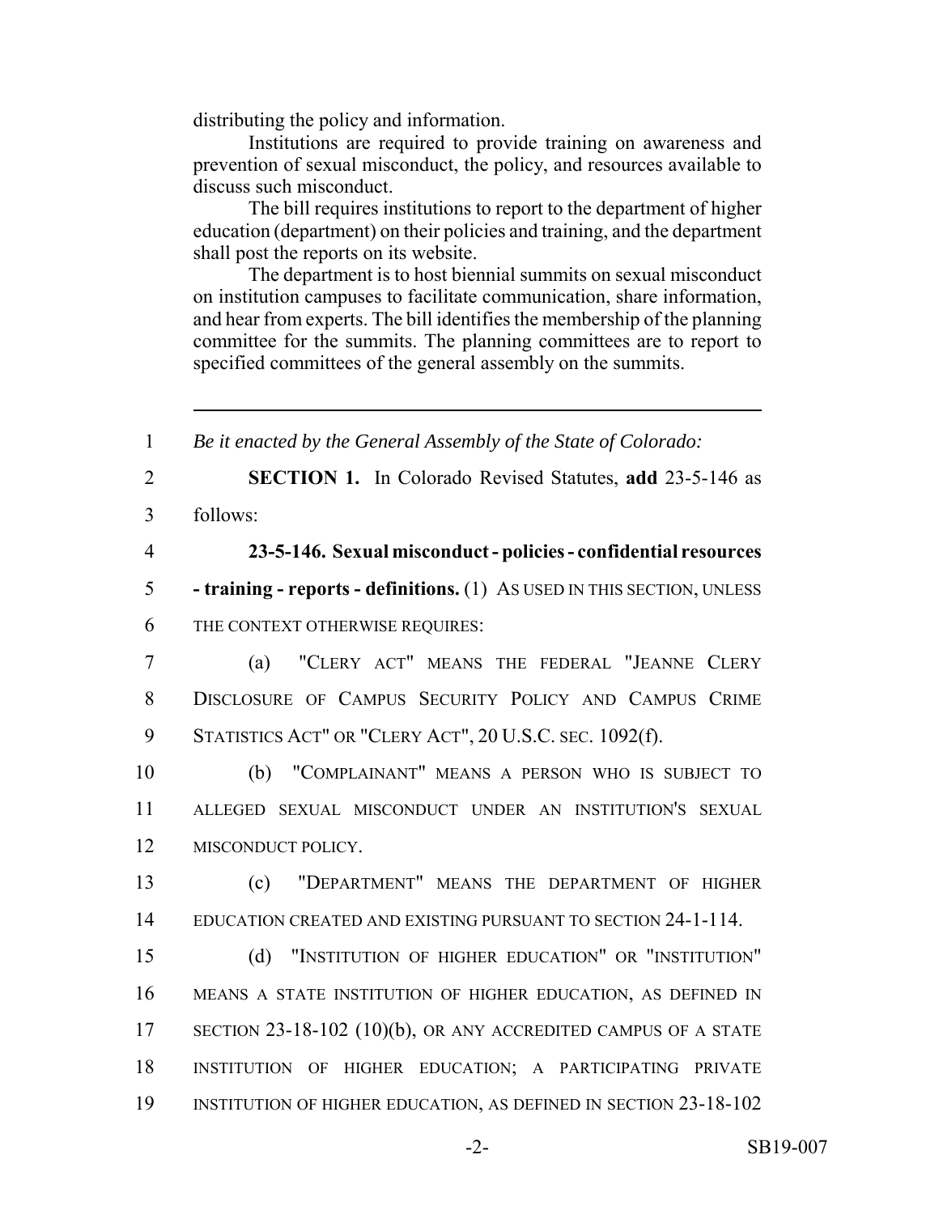distributing the policy and information.

Institutions are required to provide training on awareness and prevention of sexual misconduct, the policy, and resources available to discuss such misconduct.

The bill requires institutions to report to the department of higher education (department) on their policies and training, and the department shall post the reports on its website.

The department is to host biennial summits on sexual misconduct on institution campuses to facilitate communication, share information, and hear from experts. The bill identifies the membership of the planning committee for the summits. The planning committees are to report to specified committees of the general assembly on the summits.

---

1 *Be it enacted by the General Assembly of the State of Colorado:*

2 **SECTION 1.** In Colorado Revised Statutes, **add** 23-5-146 as
3 follows:

4 **23-5-146. Sexual misconduct - policies - confidential resources**
5 **- training - reports - definitions.** (1) AS USED IN THIS SECTION, UNLESS
6 THE CONTEXT OTHERWISE REQUIRES:

7 (a) "CLERY ACT" MEANS THE FEDERAL "JEANNE CLERY
8 DISCLOSURE OF CAMPUS SECURITY POLICY AND CAMPUS CRIME
9 STATISTICS ACT" OR "CLERY ACT", 20 U.S.C. SEC. 1092(f).

10 (b) "COMPLAINANT" MEANS A PERSON WHO IS SUBJECT TO
11 ALLEGED SEXUAL MISCONDUCT UNDER AN INSTITUTION'S SEXUAL
12 MISCONDUCT POLICY.

13 (c) "DEPARTMENT" MEANS THE DEPARTMENT OF HIGHER
14 EDUCATION CREATED AND EXISTING PURSUANT TO SECTION 24-1-114.

15 (d) "INSTITUTION OF HIGHER EDUCATION" OR "INSTITUTION"
16 MEANS A STATE INSTITUTION OF HIGHER EDUCATION, AS DEFINED IN
17 SECTION 23-18-102 (10)(b), OR ANY ACCREDITED CAMPUS OF A STATE
18 INSTITUTION OF HIGHER EDUCATION; A PARTICIPATING PRIVATE
19 INSTITUTION OF HIGHER EDUCATION, AS DEFINED IN SECTION 23-18-102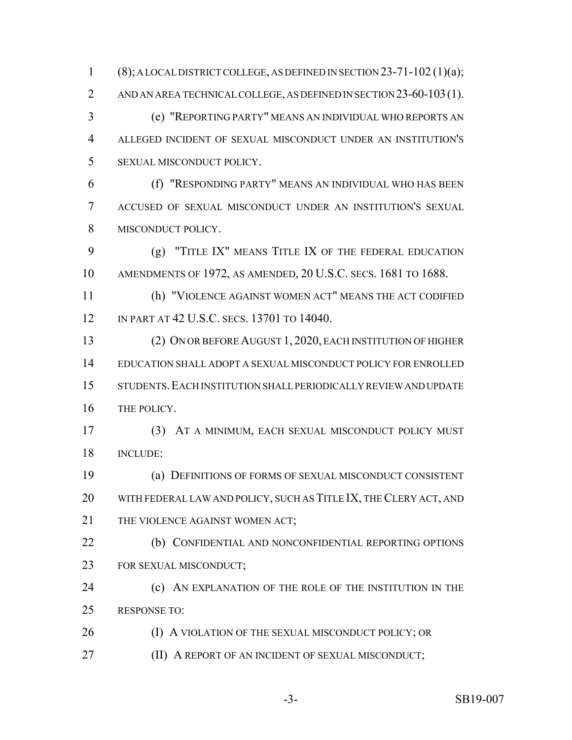(8); A LOCAL DISTRICT COLLEGE, AS DEFINED IN SECTION 23-71-102 (1)(a); AND AN AREA TECHNICAL COLLEGE, AS DEFINED IN SECTION 23-60-103 (1).

(e) "REPORTING PARTY" MEANS AN INDIVIDUAL WHO REPORTS AN ALLEGED INCIDENT OF SEXUAL MISCONDUCT UNDER AN INSTITUTION'S SEXUAL MISCONDUCT POLICY.

(f) "RESPONDING PARTY" MEANS AN INDIVIDUAL WHO HAS BEEN ACCUSED OF SEXUAL MISCONDUCT UNDER AN INSTITUTION'S SEXUAL MISCONDUCT POLICY.

(g) "TITLE IX" MEANS TITLE IX OF THE FEDERAL EDUCATION AMENDMENTS OF 1972, AS AMENDED, 20 U.S.C. SECS. 1681 TO 1688.

(h) "VIOLENCE AGAINST WOMEN ACT" MEANS THE ACT CODIFIED IN PART AT 42 U.S.C. SECS. 13701 TO 14040.

(2) ON OR BEFORE AUGUST 1, 2020, EACH INSTITUTION OF HIGHER EDUCATION SHALL ADOPT A SEXUAL MISCONDUCT POLICY FOR ENROLLED STUDENTS. EACH INSTITUTION SHALL PERIODICALLY REVIEW AND UPDATE THE POLICY.

(3) AT A MINIMUM, EACH SEXUAL MISCONDUCT POLICY MUST INCLUDE:

(a) DEFINITIONS OF FORMS OF SEXUAL MISCONDUCT CONSISTENT WITH FEDERAL LAW AND POLICY, SUCH AS TITLE IX, THE CLERY ACT, AND THE VIOLENCE AGAINST WOMEN ACT;

(b) CONFIDENTIAL AND NONCONFIDENTIAL REPORTING OPTIONS FOR SEXUAL MISCONDUCT;

(c) AN EXPLANATION OF THE ROLE OF THE INSTITUTION IN THE RESPONSE TO:

(I) A VIOLATION OF THE SEXUAL MISCONDUCT POLICY; OR

(II) A REPORT OF AN INCIDENT OF SEXUAL MISCONDUCT;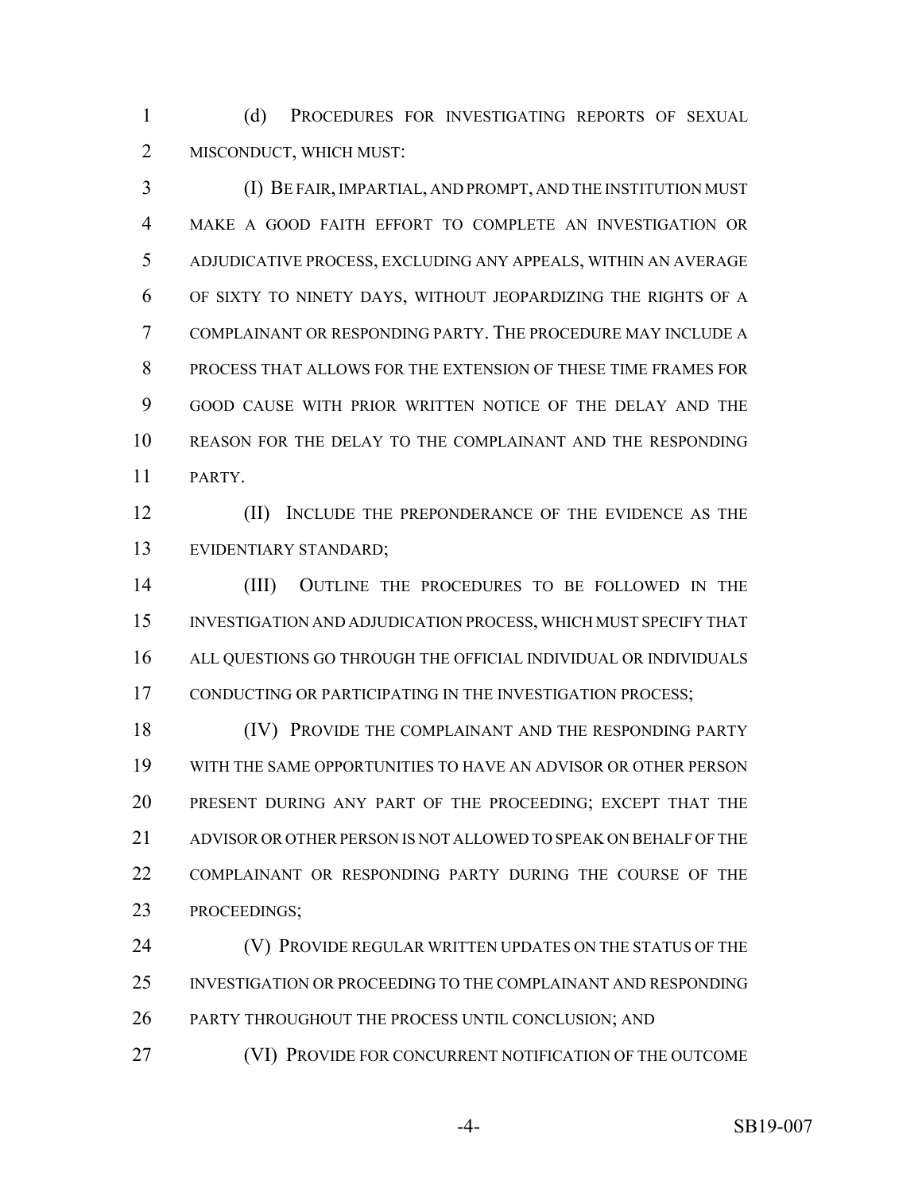(d) PROCEDURES FOR INVESTIGATING REPORTS OF SEXUAL MISCONDUCT, WHICH MUST:

(I) BE FAIR, IMPARTIAL, AND PROMPT, AND THE INSTITUTION MUST MAKE A GOOD FAITH EFFORT TO COMPLETE AN INVESTIGATION OR ADJUDICATIVE PROCESS, EXCLUDING ANY APPEALS, WITHIN AN AVERAGE OF SIXTY TO NINETY DAYS, WITHOUT JEOPARDIZING THE RIGHTS OF A COMPLAINANT OR RESPONDING PARTY. THE PROCEDURE MAY INCLUDE A PROCESS THAT ALLOWS FOR THE EXTENSION OF THESE TIME FRAMES FOR GOOD CAUSE WITH PRIOR WRITTEN NOTICE OF THE DELAY AND THE REASON FOR THE DELAY TO THE COMPLAINANT AND THE RESPONDING PARTY.

(II) INCLUDE THE PREPONDERANCE OF THE EVIDENCE AS THE EVIDENTIARY STANDARD;

(III) OUTLINE THE PROCEDURES TO BE FOLLOWED IN THE INVESTIGATION AND ADJUDICATION PROCESS, WHICH MUST SPECIFY THAT ALL QUESTIONS GO THROUGH THE OFFICIAL INDIVIDUAL OR INDIVIDUALS CONDUCTING OR PARTICIPATING IN THE INVESTIGATION PROCESS;

(IV) PROVIDE THE COMPLAINANT AND THE RESPONDING PARTY WITH THE SAME OPPORTUNITIES TO HAVE AN ADVISOR OR OTHER PERSON PRESENT DURING ANY PART OF THE PROCEEDING; EXCEPT THAT THE ADVISOR OR OTHER PERSON IS NOT ALLOWED TO SPEAK ON BEHALF OF THE COMPLAINANT OR RESPONDING PARTY DURING THE COURSE OF THE PROCEEDINGS;

(V) PROVIDE REGULAR WRITTEN UPDATES ON THE STATUS OF THE INVESTIGATION OR PROCEEDING TO THE COMPLAINANT AND RESPONDING PARTY THROUGHOUT THE PROCESS UNTIL CONCLUSION; AND

(VI) PROVIDE FOR CONCURRENT NOTIFICATION OF THE OUTCOME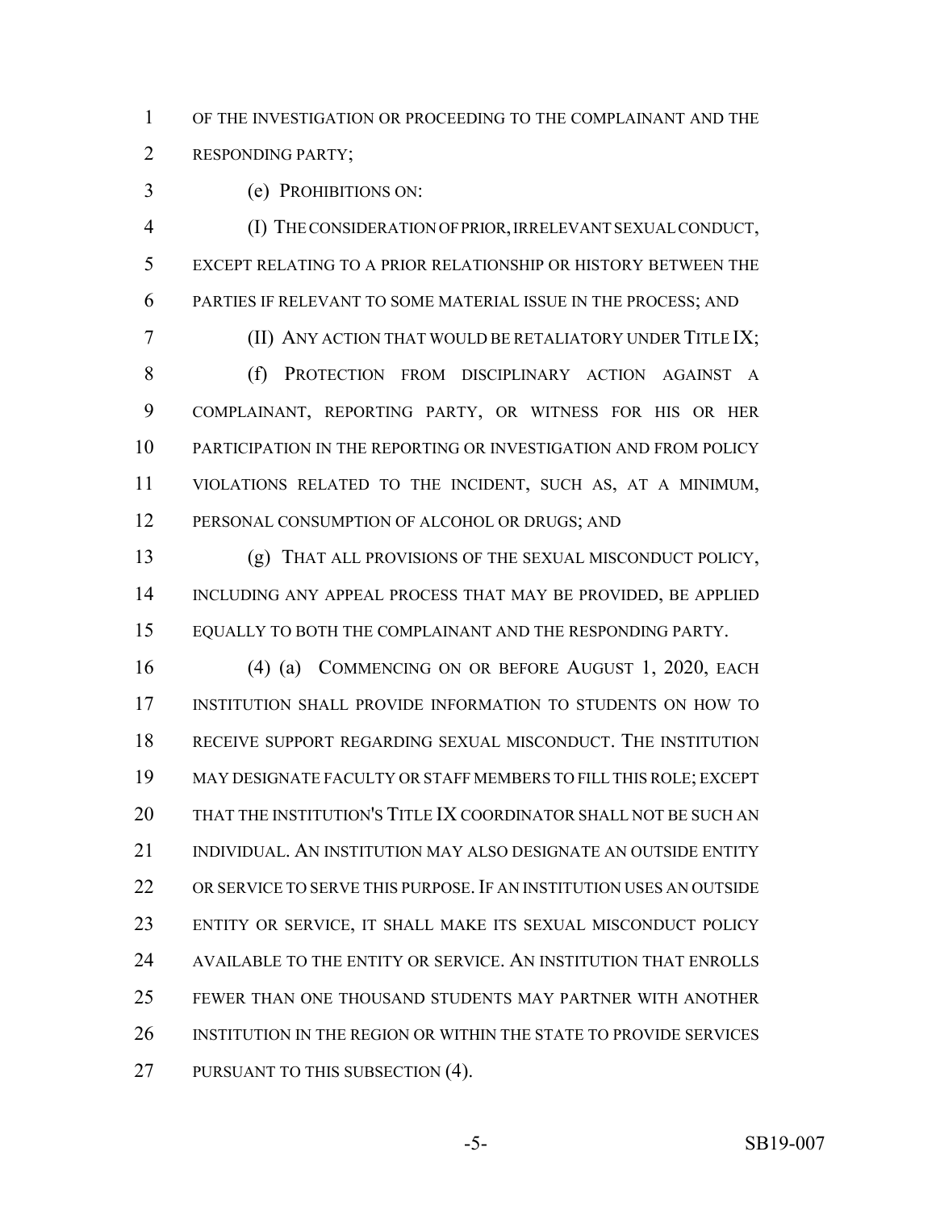OF THE INVESTIGATION OR PROCEEDING TO THE COMPLAINANT AND THE RESPONDING PARTY;

(e) PROHIBITIONS ON:

(I) THE CONSIDERATION OF PRIOR, IRRELEVANT SEXUAL CONDUCT, EXCEPT RELATING TO A PRIOR RELATIONSHIP OR HISTORY BETWEEN THE PARTIES IF RELEVANT TO SOME MATERIAL ISSUE IN THE PROCESS; AND

(II) ANY ACTION THAT WOULD BE RETALIATORY UNDER TITLE IX;

(f) PROTECTION FROM DISCIPLINARY ACTION AGAINST A COMPLAINANT, REPORTING PARTY, OR WITNESS FOR HIS OR HER PARTICIPATION IN THE REPORTING OR INVESTIGATION AND FROM POLICY VIOLATIONS RELATED TO THE INCIDENT, SUCH AS, AT A MINIMUM, PERSONAL CONSUMPTION OF ALCOHOL OR DRUGS; AND

(g) THAT ALL PROVISIONS OF THE SEXUAL MISCONDUCT POLICY, INCLUDING ANY APPEAL PROCESS THAT MAY BE PROVIDED, BE APPLIED EQUALLY TO BOTH THE COMPLAINANT AND THE RESPONDING PARTY.

(4) (a) COMMENCING ON OR BEFORE AUGUST 1, 2020, EACH INSTITUTION SHALL PROVIDE INFORMATION TO STUDENTS ON HOW TO RECEIVE SUPPORT REGARDING SEXUAL MISCONDUCT. THE INSTITUTION MAY DESIGNATE FACULTY OR STAFF MEMBERS TO FILL THIS ROLE; EXCEPT THAT THE INSTITUTION'S TITLE IX COORDINATOR SHALL NOT BE SUCH AN INDIVIDUAL. AN INSTITUTION MAY ALSO DESIGNATE AN OUTSIDE ENTITY OR SERVICE TO SERVE THIS PURPOSE. IF AN INSTITUTION USES AN OUTSIDE ENTITY OR SERVICE, IT SHALL MAKE ITS SEXUAL MISCONDUCT POLICY AVAILABLE TO THE ENTITY OR SERVICE. AN INSTITUTION THAT ENROLLS FEWER THAN ONE THOUSAND STUDENTS MAY PARTNER WITH ANOTHER INSTITUTION IN THE REGION OR WITHIN THE STATE TO PROVIDE SERVICES PURSUANT TO THIS SUBSECTION (4).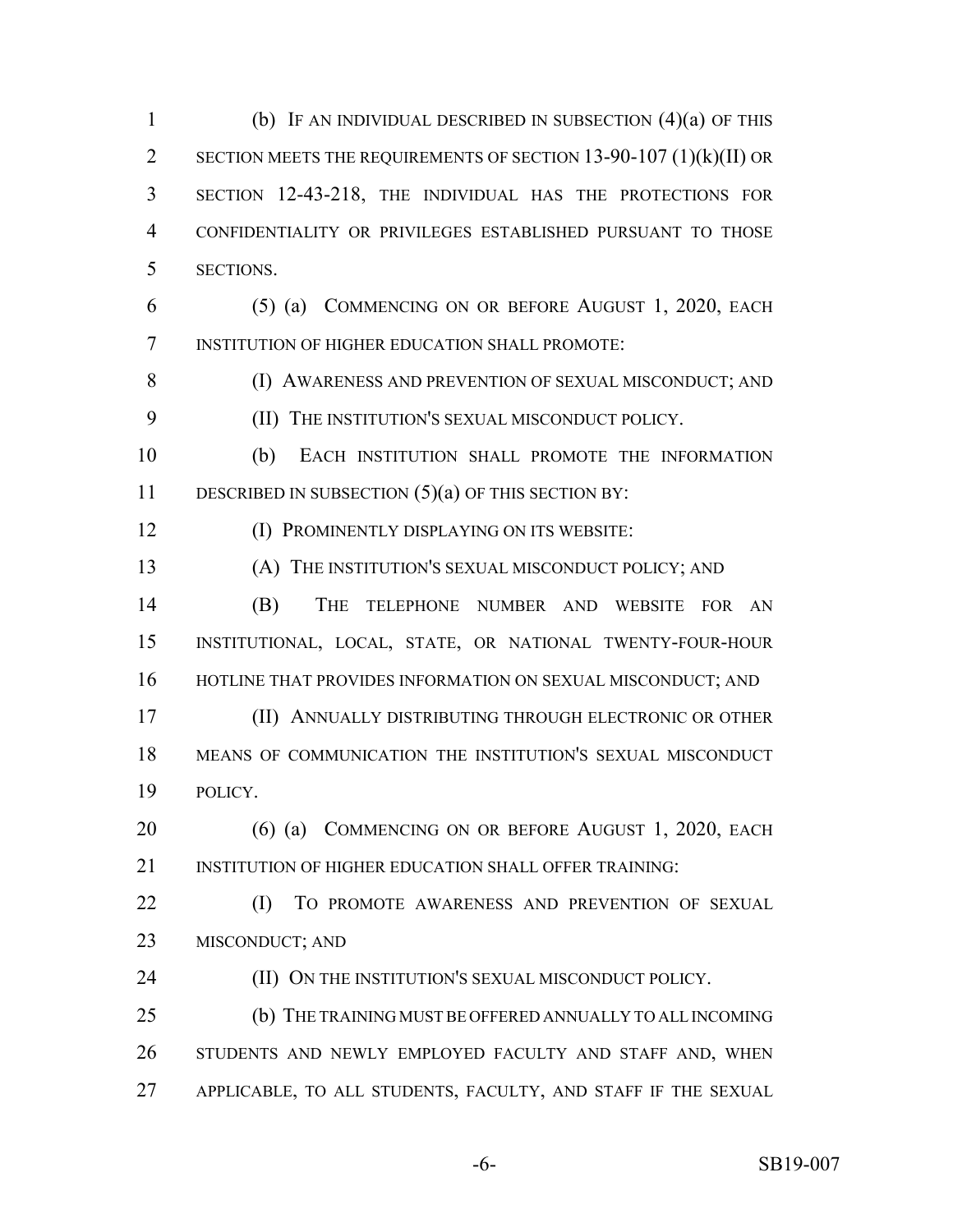(b) IF AN INDIVIDUAL DESCRIBED IN SUBSECTION (4)(a) OF THIS SECTION MEETS THE REQUIREMENTS OF SECTION 13-90-107 (1)(k)(II) OR SECTION 12-43-218, THE INDIVIDUAL HAS THE PROTECTIONS FOR CONFIDENTIALITY OR PRIVILEGES ESTABLISHED PURSUANT TO THOSE SECTIONS.

(5) (a) COMMENCING ON OR BEFORE AUGUST 1, 2020, EACH INSTITUTION OF HIGHER EDUCATION SHALL PROMOTE:

(I) AWARENESS AND PREVENTION OF SEXUAL MISCONDUCT; AND

(II) THE INSTITUTION'S SEXUAL MISCONDUCT POLICY.

(b) EACH INSTITUTION SHALL PROMOTE THE INFORMATION DESCRIBED IN SUBSECTION (5)(a) OF THIS SECTION BY:

(I) PROMINENTLY DISPLAYING ON ITS WEBSITE:

(A) THE INSTITUTION'S SEXUAL MISCONDUCT POLICY; AND

(B) THE TELEPHONE NUMBER AND WEBSITE FOR AN INSTITUTIONAL, LOCAL, STATE, OR NATIONAL TWENTY-FOUR-HOUR HOTLINE THAT PROVIDES INFORMATION ON SEXUAL MISCONDUCT; AND

(II) ANNUALLY DISTRIBUTING THROUGH ELECTRONIC OR OTHER MEANS OF COMMUNICATION THE INSTITUTION'S SEXUAL MISCONDUCT POLICY.

(6) (a) COMMENCING ON OR BEFORE AUGUST 1, 2020, EACH INSTITUTION OF HIGHER EDUCATION SHALL OFFER TRAINING:

(I) TO PROMOTE AWARENESS AND PREVENTION OF SEXUAL MISCONDUCT; AND

(II) ON THE INSTITUTION'S SEXUAL MISCONDUCT POLICY.

(b) THE TRAINING MUST BE OFFERED ANNUALLY TO ALL INCOMING STUDENTS AND NEWLY EMPLOYED FACULTY AND STAFF AND, WHEN APPLICABLE, TO ALL STUDENTS, FACULTY, AND STAFF IF THE SEXUAL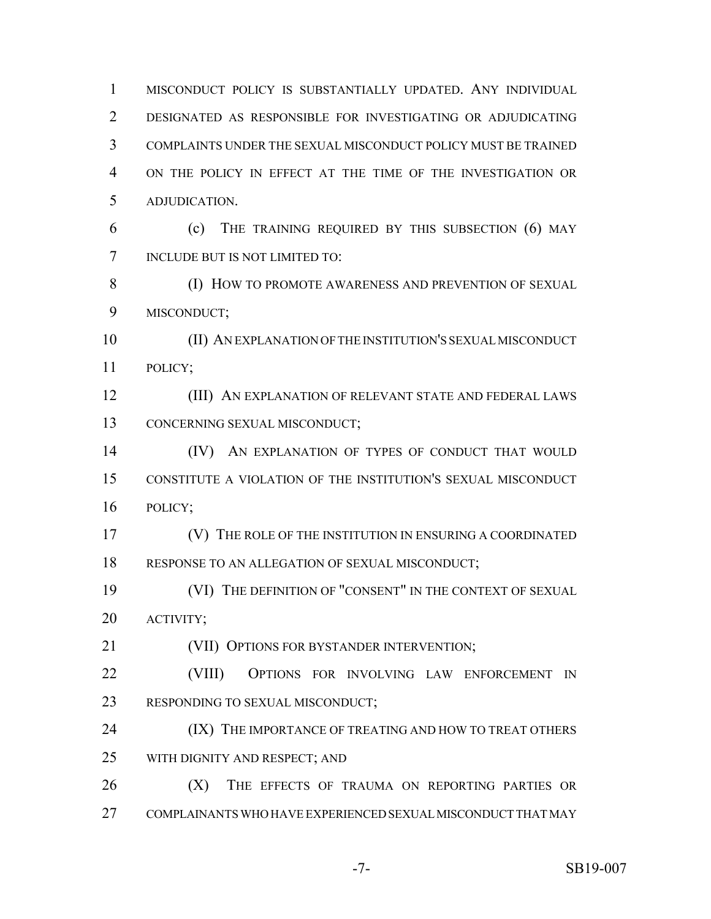MISCONDUCT POLICY IS SUBSTANTIALLY UPDATED. ANY INDIVIDUAL DESIGNATED AS RESPONSIBLE FOR INVESTIGATING OR ADJUDICATING COMPLAINTS UNDER THE SEXUAL MISCONDUCT POLICY MUST BE TRAINED ON THE POLICY IN EFFECT AT THE TIME OF THE INVESTIGATION OR ADJUDICATION.

(c) THE TRAINING REQUIRED BY THIS SUBSECTION (6) MAY INCLUDE BUT IS NOT LIMITED TO:

(I) HOW TO PROMOTE AWARENESS AND PREVENTION OF SEXUAL MISCONDUCT;

(II) AN EXPLANATION OF THE INSTITUTION'S SEXUAL MISCONDUCT POLICY;

(III) AN EXPLANATION OF RELEVANT STATE AND FEDERAL LAWS CONCERNING SEXUAL MISCONDUCT;

(IV) AN EXPLANATION OF TYPES OF CONDUCT THAT WOULD CONSTITUTE A VIOLATION OF THE INSTITUTION'S SEXUAL MISCONDUCT POLICY;

(V) THE ROLE OF THE INSTITUTION IN ENSURING A COORDINATED RESPONSE TO AN ALLEGATION OF SEXUAL MISCONDUCT;

(VI) THE DEFINITION OF "CONSENT" IN THE CONTEXT OF SEXUAL ACTIVITY;

(VII) OPTIONS FOR BYSTANDER INTERVENTION;

(VIII) OPTIONS FOR INVOLVING LAW ENFORCEMENT IN RESPONDING TO SEXUAL MISCONDUCT;

(IX) THE IMPORTANCE OF TREATING AND HOW TO TREAT OTHERS WITH DIGNITY AND RESPECT; AND

(X) THE EFFECTS OF TRAUMA ON REPORTING PARTIES OR COMPLAINANTS WHO HAVE EXPERIENCED SEXUAL MISCONDUCT THAT MAY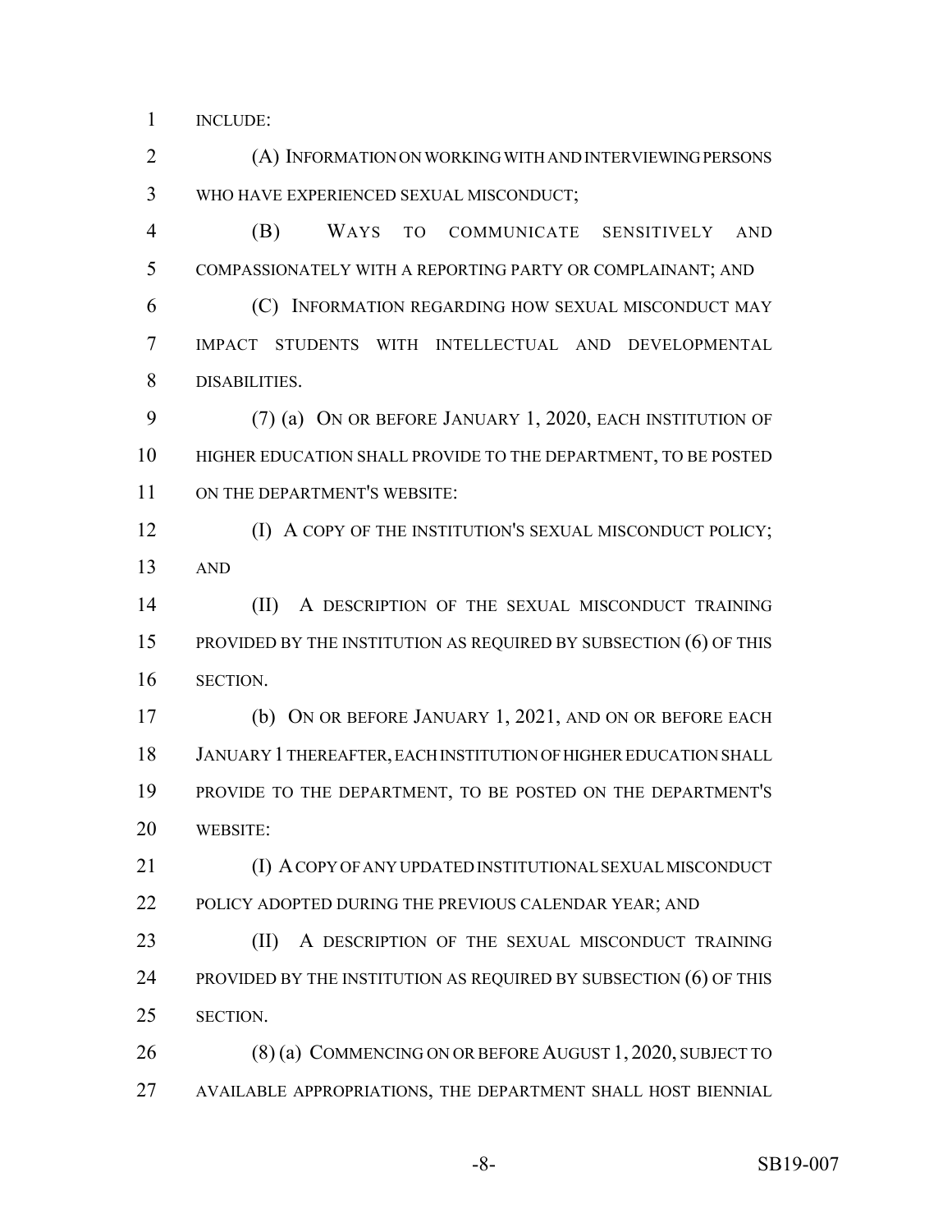INCLUDE:

(A) INFORMATION ON WORKING WITH AND INTERVIEWING PERSONS WHO HAVE EXPERIENCED SEXUAL MISCONDUCT;

(B) WAYS TO COMMUNICATE SENSITIVELY AND COMPASSIONATELY WITH A REPORTING PARTY OR COMPLAINANT; AND

(C) INFORMATION REGARDING HOW SEXUAL MISCONDUCT MAY IMPACT STUDENTS WITH INTELLECTUAL AND DEVELOPMENTAL DISABILITIES.

(7) (a) ON OR BEFORE JANUARY 1, 2020, EACH INSTITUTION OF HIGHER EDUCATION SHALL PROVIDE TO THE DEPARTMENT, TO BE POSTED ON THE DEPARTMENT'S WEBSITE:

(I) A COPY OF THE INSTITUTION'S SEXUAL MISCONDUCT POLICY; AND

(II) A DESCRIPTION OF THE SEXUAL MISCONDUCT TRAINING PROVIDED BY THE INSTITUTION AS REQUIRED BY SUBSECTION (6) OF THIS SECTION.

(b) ON OR BEFORE JANUARY 1, 2021, AND ON OR BEFORE EACH JANUARY 1 THEREAFTER, EACH INSTITUTION OF HIGHER EDUCATION SHALL PROVIDE TO THE DEPARTMENT, TO BE POSTED ON THE DEPARTMENT'S WEBSITE:

(I) A COPY OF ANY UPDATED INSTITUTIONAL SEXUAL MISCONDUCT POLICY ADOPTED DURING THE PREVIOUS CALENDAR YEAR; AND

(II) A DESCRIPTION OF THE SEXUAL MISCONDUCT TRAINING PROVIDED BY THE INSTITUTION AS REQUIRED BY SUBSECTION (6) OF THIS SECTION.

(8) (a) COMMENCING ON OR BEFORE AUGUST 1, 2020, SUBJECT TO AVAILABLE APPROPRIATIONS, THE DEPARTMENT SHALL HOST BIENNIAL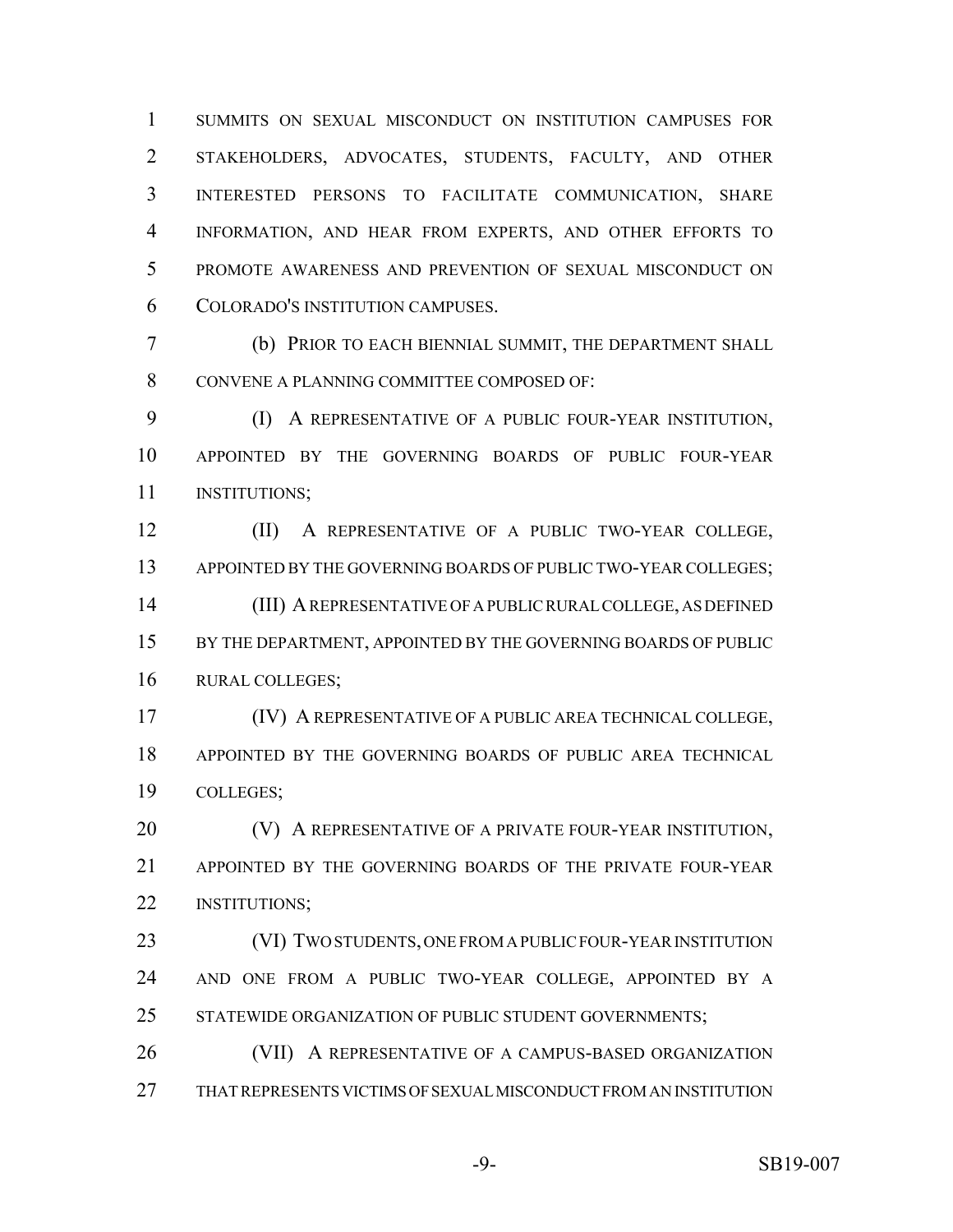SUMMITS ON SEXUAL MISCONDUCT ON INSTITUTION CAMPUSES FOR STAKEHOLDERS, ADVOCATES, STUDENTS, FACULTY, AND OTHER INTERESTED PERSONS TO FACILITATE COMMUNICATION, SHARE INFORMATION, AND HEAR FROM EXPERTS, AND OTHER EFFORTS TO PROMOTE AWARENESS AND PREVENTION OF SEXUAL MISCONDUCT ON COLORADO'S INSTITUTION CAMPUSES.

(b) PRIOR TO EACH BIENNIAL SUMMIT, THE DEPARTMENT SHALL CONVENE A PLANNING COMMITTEE COMPOSED OF:

(I) A REPRESENTATIVE OF A PUBLIC FOUR-YEAR INSTITUTION, APPOINTED BY THE GOVERNING BOARDS OF PUBLIC FOUR-YEAR INSTITUTIONS;

(II) A REPRESENTATIVE OF A PUBLIC TWO-YEAR COLLEGE, APPOINTED BY THE GOVERNING BOARDS OF PUBLIC TWO-YEAR COLLEGES;

(III) A REPRESENTATIVE OF A PUBLIC RURAL COLLEGE, AS DEFINED BY THE DEPARTMENT, APPOINTED BY THE GOVERNING BOARDS OF PUBLIC RURAL COLLEGES;

(IV) A REPRESENTATIVE OF A PUBLIC AREA TECHNICAL COLLEGE, APPOINTED BY THE GOVERNING BOARDS OF PUBLIC AREA TECHNICAL COLLEGES;

(V) A REPRESENTATIVE OF A PRIVATE FOUR-YEAR INSTITUTION, APPOINTED BY THE GOVERNING BOARDS OF THE PRIVATE FOUR-YEAR INSTITUTIONS;

(VI) TWO STUDENTS, ONE FROM A PUBLIC FOUR-YEAR INSTITUTION AND ONE FROM A PUBLIC TWO-YEAR COLLEGE, APPOINTED BY A STATEWIDE ORGANIZATION OF PUBLIC STUDENT GOVERNMENTS;

(VII) A REPRESENTATIVE OF A CAMPUS-BASED ORGANIZATION THAT REPRESENTS VICTIMS OF SEXUAL MISCONDUCT FROM AN INSTITUTION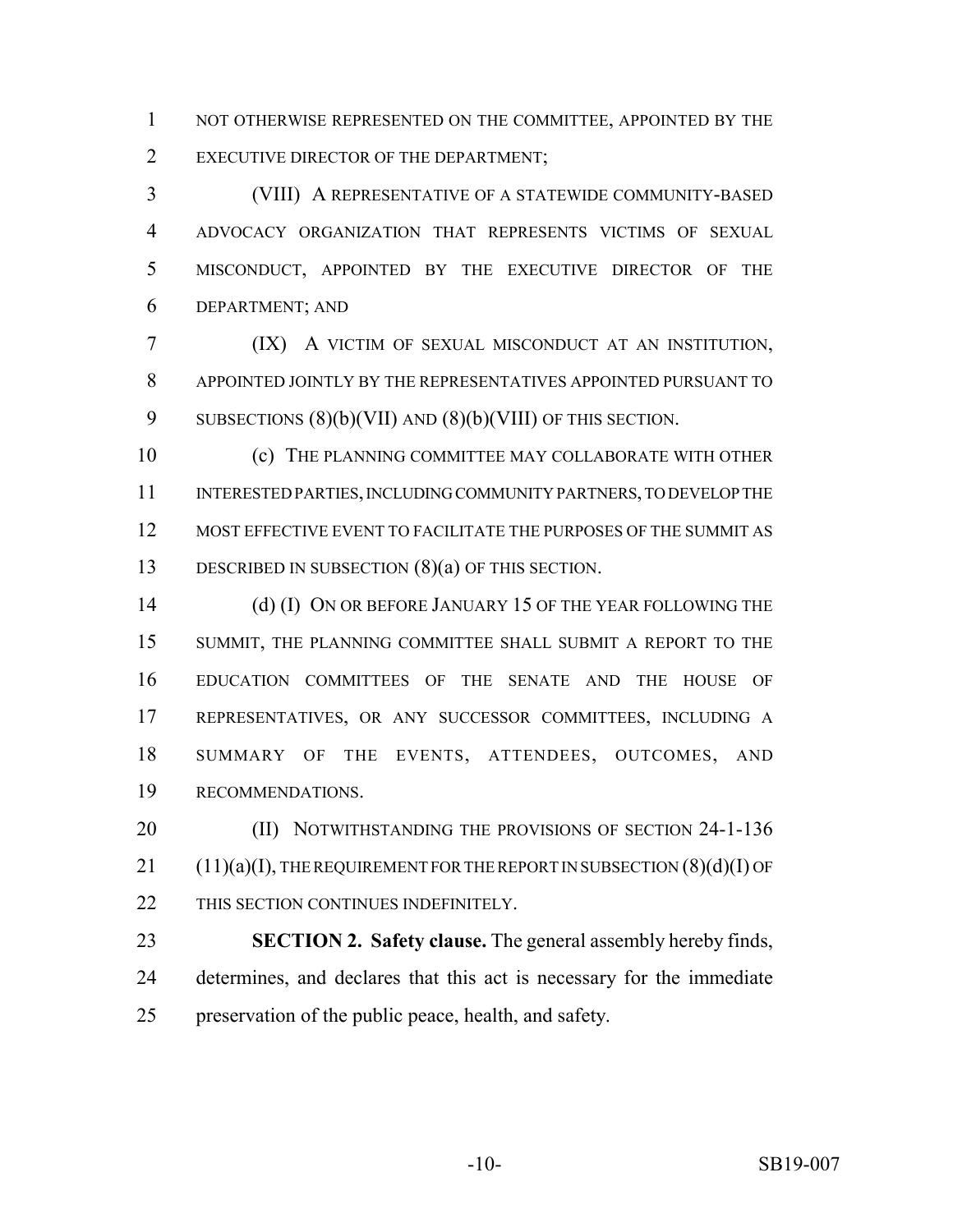NOT OTHERWISE REPRESENTED ON THE COMMITTEE, APPOINTED BY THE EXECUTIVE DIRECTOR OF THE DEPARTMENT;

(VIII) A REPRESENTATIVE OF A STATEWIDE COMMUNITY-BASED ADVOCACY ORGANIZATION THAT REPRESENTS VICTIMS OF SEXUAL MISCONDUCT, APPOINTED BY THE EXECUTIVE DIRECTOR OF THE DEPARTMENT; AND

(IX) A VICTIM OF SEXUAL MISCONDUCT AT AN INSTITUTION, APPOINTED JOINTLY BY THE REPRESENTATIVES APPOINTED PURSUANT TO SUBSECTIONS (8)(b)(VII) AND (8)(b)(VIII) OF THIS SECTION.

(c) THE PLANNING COMMITTEE MAY COLLABORATE WITH OTHER INTERESTED PARTIES, INCLUDING COMMUNITY PARTNERS, TO DEVELOP THE MOST EFFECTIVE EVENT TO FACILITATE THE PURPOSES OF THE SUMMIT AS DESCRIBED IN SUBSECTION (8)(a) OF THIS SECTION.

(d) (I) ON OR BEFORE JANUARY 15 OF THE YEAR FOLLOWING THE SUMMIT, THE PLANNING COMMITTEE SHALL SUBMIT A REPORT TO THE EDUCATION COMMITTEES OF THE SENATE AND THE HOUSE OF REPRESENTATIVES, OR ANY SUCCESSOR COMMITTEES, INCLUDING A SUMMARY OF THE EVENTS, ATTENDEES, OUTCOMES, AND RECOMMENDATIONS.

(II) NOTWITHSTANDING THE PROVISIONS OF SECTION 24-1-136 (11)(a)(I), THE REQUIREMENT FOR THE REPORT IN SUBSECTION (8)(d)(I) OF THIS SECTION CONTINUES INDEFINITELY.

**SECTION 2. Safety clause.** The general assembly hereby finds, determines, and declares that this act is necessary for the immediate preservation of the public peace, health, and safety.